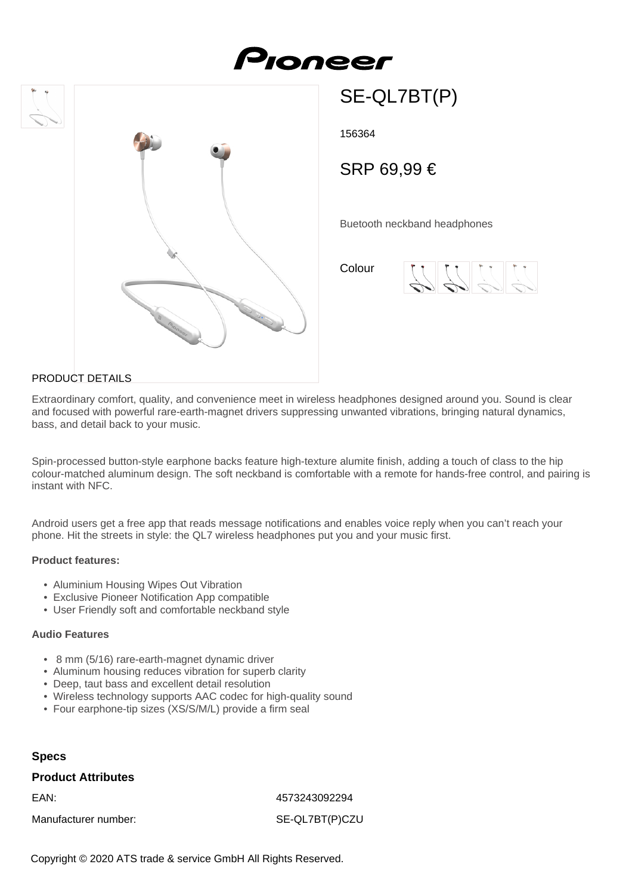# Pioneer

## SE-QL7BT(P)

156364

SRP 69,99 €

Buetooth neckband headphones

Colour

PRODUCT DETAILS

Extraordinary comfort, quality, and convenience meet in wireless headphones designed around you. Sound is clear and focused with powerful rare-earth-magnet drivers suppressing unwanted vibrations, bringing natural dynamics, bass, and detail back to your music.

Spin-processed button-style earphone backs feature high-texture alumite finish, adding a touch of class to the hip colour-matched aluminum design. The soft neckband is comfortable with a remote for hands-free control, and pairing is instant with NFC.

Android users get a free app that reads message notifications and enables voice reply when you can't reach your phone. Hit the streets in style: the QL7 wireless headphones put you and your music first.

**Product features:**

- Aluminium Housing Wipes Out Vibration
- Exclusive Pioneer Notification App compatible
- User Friendly soft and comfortable neckband style

**Audio Features**

- 8 mm (5/16) rare-earth-magnet dynamic driver
- Aluminum housing reduces vibration for superb clarity
- Deep, taut bass and excellent detail resolution
- Wireless technology supports AAC codec for high-quality sound
- Four earphone-tip sizes (XS/S/M/L) provide a firm seal

### Specs

### Product Attributes

| | |
|---|---|
| EAN: | 4573243092294 |
| Manufacturer number: | SE-QL7BT(P)CZU |

Copyright © 2020 ATS trade & service GmbH All Rights Reserved.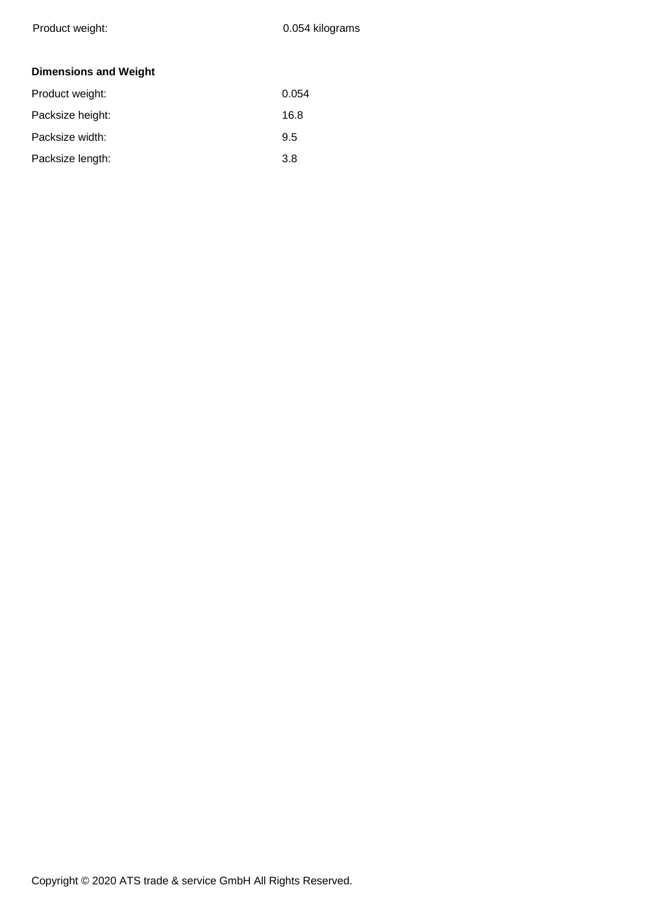| | |
|---|---|
| Product weight: | 0.054 kilograms |

**Dimensions and Weight**

| | |
|---|---|
| Product weight: | 0.054 |
| Packsize height: | 16.8 |
| Packsize width: | 9.5 |
| Packsize length: | 3.8 |

Copyright © 2020 ATS trade & service GmbH All Rights Reserved.